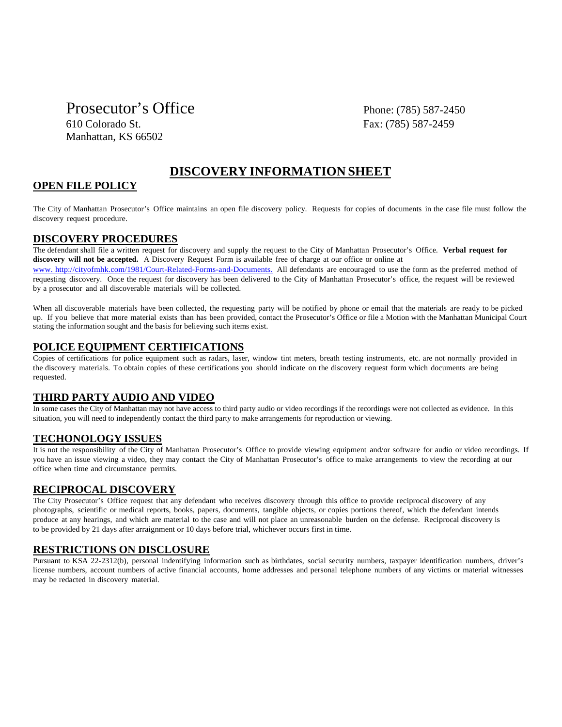# Prosecutor's Office

610 Colorado St.
Manhattan, KS 66502

Phone: (785) 587-2450
Fax: (785) 587-2459

## DISCOVERY INFORMATION SHEET

### OPEN FILE POLICY

The City of Manhattan Prosecutor's Office maintains an open file discovery policy. Requests for copies of documents in the case file must follow the discovery request procedure.

### DISCOVERY PROCEDURES

The defendant shall file a written request for discovery and supply the request to the City of Manhattan Prosecutor's Office. **Verbal request for discovery will not be accepted.** A Discovery Request Form is available free of charge at our office or online at www. http://cityofmhk.com/1981/Court-Related-Forms-and-Documents. All defendants are encouraged to use the form as the preferred method of requesting discovery. Once the request for discovery has been delivered to the City of Manhattan Prosecutor's office, the request will be reviewed by a prosecutor and all discoverable materials will be collected.

When all discoverable materials have been collected, the requesting party will be notified by phone or email that the materials are ready to be picked up. If you believe that more material exists than has been provided, contact the Prosecutor's Office or file a Motion with the Manhattan Municipal Court stating the information sought and the basis for believing such items exist.

### POLICE EQUIPMENT CERTIFICATIONS

Copies of certifications for police equipment such as radars, laser, window tint meters, breath testing instruments, etc. are not normally provided in the discovery materials. To obtain copies of these certifications you should indicate on the discovery request form which documents are being requested.

### THIRD PARTY AUDIO AND VIDEO

In some cases the City of Manhattan may not have access to third party audio or video recordings if the recordings were not collected as evidence. In this situation, you will need to independently contact the third party to make arrangements for reproduction or viewing.

### TECHONOLOGY ISSUES

It is not the responsibility of the City of Manhattan Prosecutor's Office to provide viewing equipment and/or software for audio or video recordings. If you have an issue viewing a video, they may contact the City of Manhattan Prosecutor's office to make arrangements to view the recording at our office when time and circumstance permits.

### RECIPROCAL DISCOVERY

The City Prosecutor's Office request that any defendant who receives discovery through this office to provide reciprocal discovery of any photographs, scientific or medical reports, books, papers, documents, tangible objects, or copies portions thereof, which the defendant intends produce at any hearings, and which are material to the case and will not place an unreasonable burden on the defense. Reciprocal discovery is to be provided by 21 days after arraignment or 10 days before trial, whichever occurs first in time.

### RESTRICTIONS ON DISCLOSURE

Pursuant to KSA 22-2312(b), personal indentifying information such as birthdates, social security numbers, taxpayer identification numbers, driver's license numbers, account numbers of active financial accounts, home addresses and personal telephone numbers of any victims or material witnesses may be redacted in discovery material.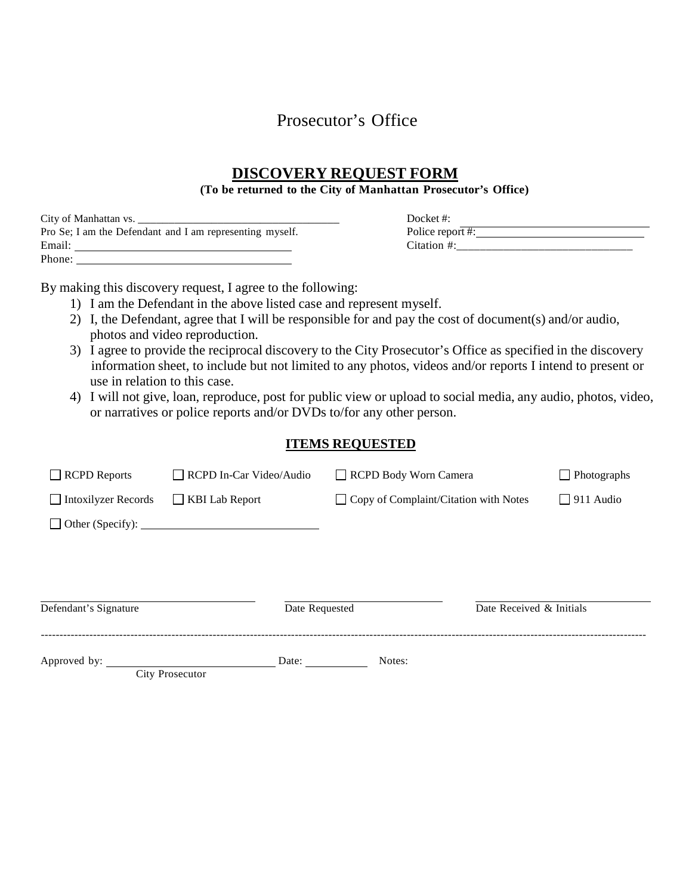# Prosecutor's Office

## DISCOVERY REQUEST FORM

**(To be returned to the City of Manhattan Prosecutor's Office)**

City of Manhattan vs. ____________________________________
Pro Se; I am the Defendant and I am representing myself.
Email: ____________________________________
Phone: ____________________________________

Docket #: ______________________________
Police report #: ______________________________
Citation #: ______________________________

By making this discovery request, I agree to the following:

1) I am the Defendant in the above listed case and represent myself.
2) I, the Defendant, agree that I will be responsible for and pay the cost of document(s) and/or audio, photos and video reproduction.
3) I agree to provide the reciprocal discovery to the City Prosecutor's Office as specified in the discovery information sheet, to include but not limited to any photos, videos and/or reports I intend to present or use in relation to this case.
4) I will not give, loan, reproduce, post for public view or upload to social media, any audio, photos, video, or narratives or police reports and/or DVDs to/for any other person.

### ITEMS REQUESTED

☐ RCPD Reports ☐ RCPD In-Car Video/Audio ☐ RCPD Body Worn Camera ☐ Photographs

☐ Intoxilyzer Records ☐ KBI Lab Report ☐ Copy of Complaint/Citation with Notes ☐ 911 Audio

☐ Other (Specify): ______________________________

______________________________ ______________________________ ______________________________
Defendant's Signature Date Requested Date Received & Initials

------------------------------------------------------------------------------------------------------------------------

Approved by: ______________________________ Date: ____________ Notes:
City Prosecutor